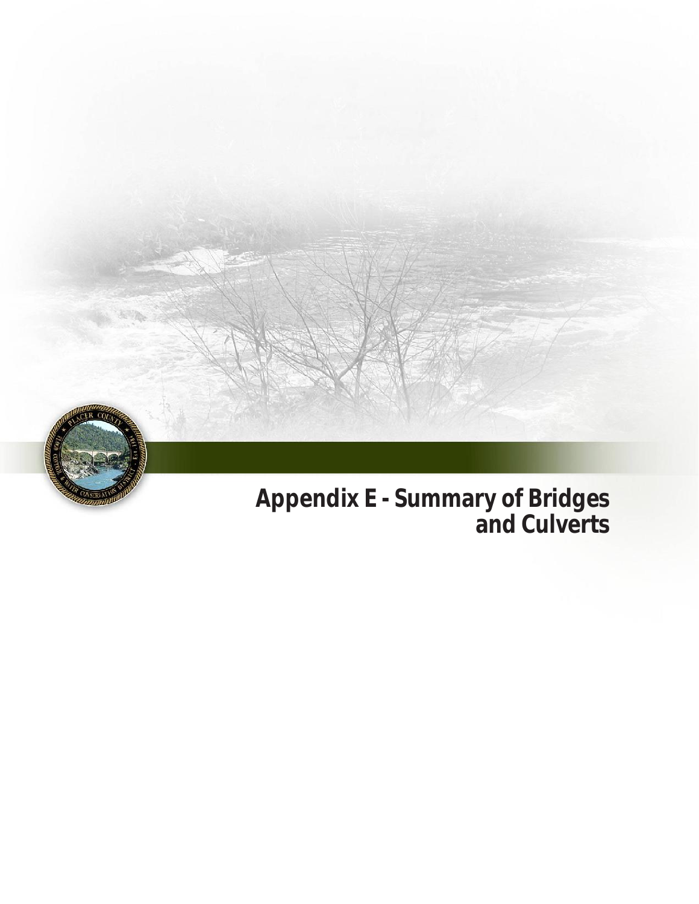# Appendix E - Summary of Bridges and Culverts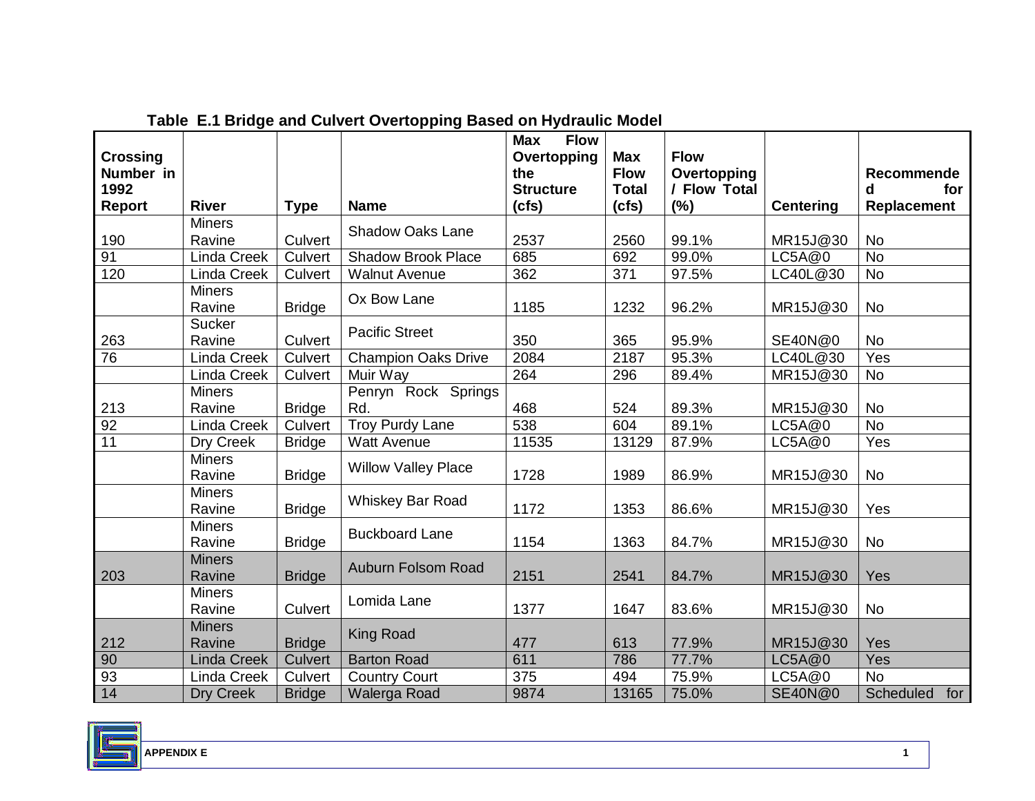**Table E.1 Bridge and Culvert Overtopping Based on Hydraulic Model**

| Crossing Number in 1992 Report | River | Type | Name | Max Flow Overtopping the Structure (cfs) | Max Flow Total (cfs) | Flow Overtopping / Flow Total (%) | Centering | Recommended for Replacement |
|---|---|---|---|---|---|---|---|---|
| 190 | Miners Ravine | Culvert | Shadow Oaks Lane | 2537 | 2560 | 99.1% | MR15J@30 | No |
| 91 | Linda Creek | Culvert | Shadow Brook Place | 685 | 692 | 99.0% | LC5A@0 | No |
| 120 | Linda Creek | Culvert | Walnut Avenue | 362 | 371 | 97.5% | LC40L@30 | No |
| | Miners Ravine | Bridge | Ox Bow Lane | 1185 | 1232 | 96.2% | MR15J@30 | No |
| 263 | Sucker Ravine | Culvert | Pacific Street | 350 | 365 | 95.9% | SE40N@0 | No |
| 76 | Linda Creek | Culvert | Champion Oaks Drive | 2084 | 2187 | 95.3% | LC40L@30 | Yes |
| | Linda Creek | Culvert | Muir Way | 264 | 296 | 89.4% | MR15J@30 | No |
| 213 | Miners Ravine | Bridge | Penryn Rock Springs Rd. | 468 | 524 | 89.3% | MR15J@30 | No |
| 92 | Linda Creek | Culvert | Troy Purdy Lane | 538 | 604 | 89.1% | LC5A@0 | No |
| 11 | Dry Creek | Bridge | Watt Avenue | 11535 | 13129 | 87.9% | LC5A@0 | Yes |
| | Miners Ravine | Bridge | Willow Valley Place | 1728 | 1989 | 86.9% | MR15J@30 | No |
| | Miners Ravine | Bridge | Whiskey Bar Road | 1172 | 1353 | 86.6% | MR15J@30 | Yes |
| | Miners Ravine | Bridge | Buckboard Lane | 1154 | 1363 | 84.7% | MR15J@30 | No |
| 203 | Miners Ravine | Bridge | Auburn Folsom Road | 2151 | 2541 | 84.7% | MR15J@30 | Yes |
| | Miners Ravine | Culvert | Lomida Lane | 1377 | 1647 | 83.6% | MR15J@30 | No |
| 212 | Miners Ravine | Bridge | King Road | 477 | 613 | 77.9% | MR15J@30 | Yes |
| 90 | Linda Creek | Culvert | Barton Road | 611 | 786 | 77.7% | LC5A@0 | Yes |
| 93 | Linda Creek | Culvert | Country Court | 375 | 494 | 75.9% | LC5A@0 | No |
| 14 | Dry Creek | Bridge | Walerga Road | 9874 | 13165 | 75.0% | SE40N@0 | Scheduled for |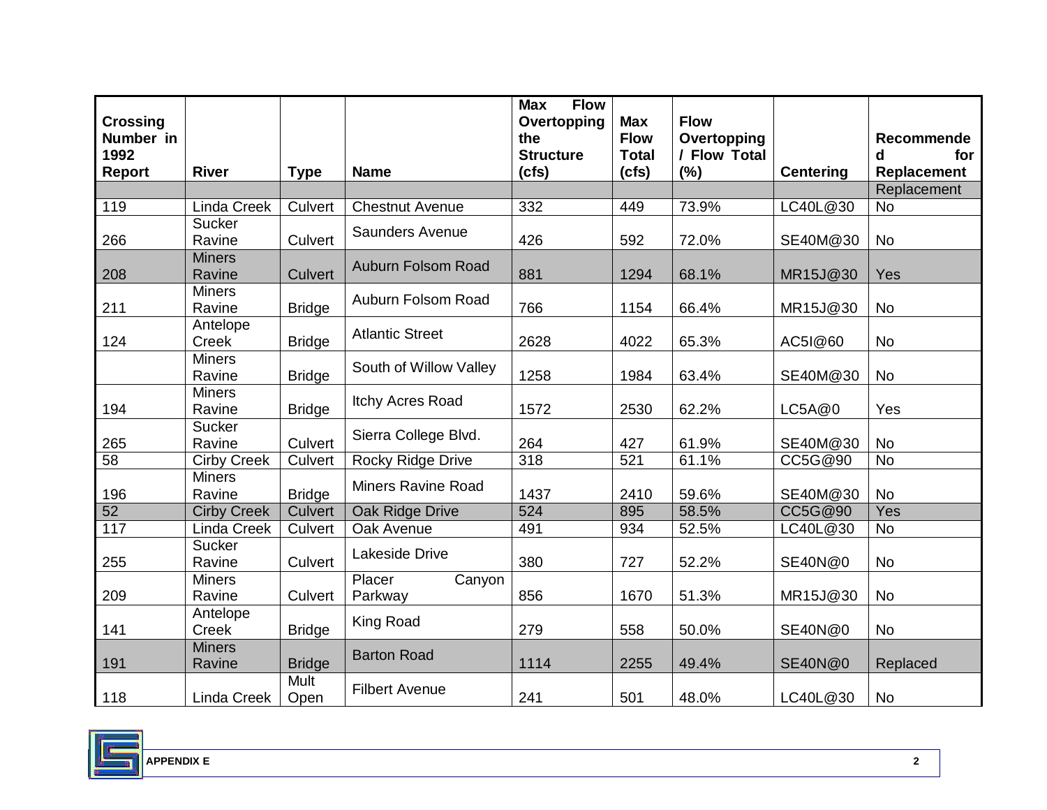| Crossing Number in 1992 Report | River | Type | Name | Max Flow Overtopping the Structure (cfs) | Max Flow Total (cfs) | Flow Overtopping / Flow Total (%) | Centering | Recommended for Replacement |
|---|---|---|---|---|---|---|---|---|
| | | | | | | | | Replacement |
| 119 | Linda Creek | Culvert | Chestnut Avenue | 332 | 449 | 73.9% | LC40L@30 | No |
| 266 | Sucker Ravine | Culvert | Saunders Avenue | 426 | 592 | 72.0% | SE40M@30 | No |
| 208 | Miners Ravine | Culvert | Auburn Folsom Road | 881 | 1294 | 68.1% | MR15J@30 | Yes |
| 211 | Miners Ravine | Bridge | Auburn Folsom Road | 766 | 1154 | 66.4% | MR15J@30 | No |
| 124 | Antelope Creek | Bridge | Atlantic Street | 2628 | 4022 | 65.3% | AC5I@60 | No |
| | Miners Ravine | Bridge | South of Willow Valley | 1258 | 1984 | 63.4% | SE40M@30 | No |
| 194 | Miners Ravine | Bridge | Itchy Acres Road | 1572 | 2530 | 62.2% | LC5A@0 | Yes |
| 265 | Sucker Ravine | Culvert | Sierra College Blvd. | 264 | 427 | 61.9% | SE40M@30 | No |
| 58 | Cirby Creek | Culvert | Rocky Ridge Drive | 318 | 521 | 61.1% | CC5G@90 | No |
| 196 | Miners Ravine | Bridge | Miners Ravine Road | 1437 | 2410 | 59.6% | SE40M@30 | No |
| 52 | Cirby Creek | Culvert | Oak Ridge Drive | 524 | 895 | 58.5% | CC5G@90 | Yes |
| 117 | Linda Creek | Culvert | Oak Avenue | 491 | 934 | 52.5% | LC40L@30 | No |
| 255 | Sucker Ravine | Culvert | Lakeside Drive | 380 | 727 | 52.2% | SE40N@0 | No |
| 209 | Miners Ravine | Culvert | Placer Canyon Parkway | 856 | 1670 | 51.3% | MR15J@30 | No |
| 141 | Antelope Creek | Bridge | King Road | 279 | 558 | 50.0% | SE40N@0 | No |
| 191 | Miners Ravine | Bridge | Barton Road | 1114 | 2255 | 49.4% | SE40N@0 | Replaced |
| 118 | Linda Creek | Mult Open | Filbert Avenue | 241 | 501 | 48.0% | LC40L@30 | No |

APPENDIX E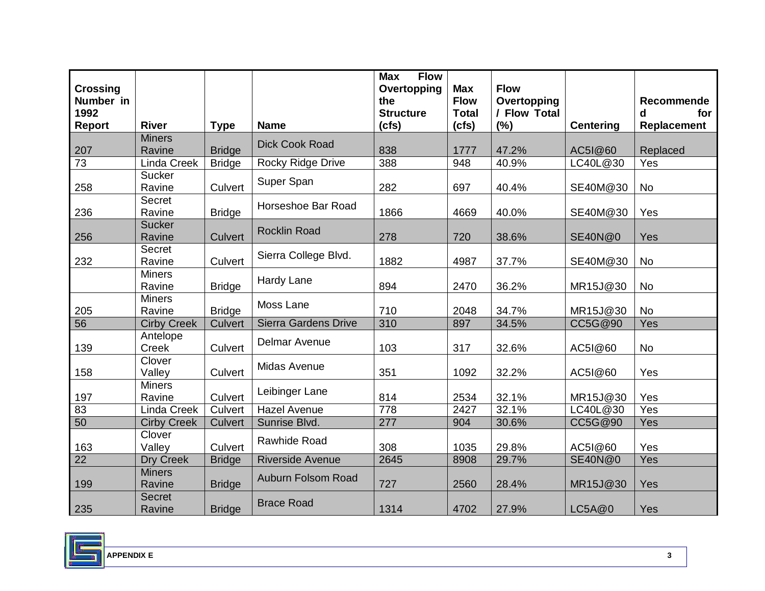| Crossing Number in 1992 Report | River | Type | Name | Max Flow Overtopping the Structure (cfs) | Max Flow Total (cfs) | Flow Overtopping / Flow Total (%) | Centering | Recommended for Replacement |
|---|---|---|---|---|---|---|---|---|
| 207 | Miners Ravine | Bridge | Dick Cook Road | 838 | 1777 | 47.2% | AC5I@60 | Replaced |
| 73 | Linda Creek | Bridge | Rocky Ridge Drive | 388 | 948 | 40.9% | LC40L@30 | Yes |
| 258 | Sucker Ravine | Culvert | Super Span | 282 | 697 | 40.4% | SE40M@30 | No |
| 236 | Secret Ravine | Bridge | Horseshoe Bar Road | 1866 | 4669 | 40.0% | SE40M@30 | Yes |
| 256 | Sucker Ravine | Culvert | Rocklin Road | 278 | 720 | 38.6% | SE40N@0 | Yes |
| 232 | Secret Ravine | Culvert | Sierra College Blvd. | 1882 | 4987 | 37.7% | SE40M@30 | No |
| | Miners Ravine | Bridge | Hardy Lane | 894 | 2470 | 36.2% | MR15J@30 | No |
| 205 | Miners Ravine | Bridge | Moss Lane | 710 | 2048 | 34.7% | MR15J@30 | No |
| 56 | Cirby Creek | Culvert | Sierra Gardens Drive | 310 | 897 | 34.5% | CC5G@90 | Yes |
| 139 | Antelope Creek | Culvert | Delmar Avenue | 103 | 317 | 32.6% | AC5I@60 | No |
| 158 | Clover Valley | Culvert | Midas Avenue | 351 | 1092 | 32.2% | AC5I@60 | Yes |
| 197 | Miners Ravine | Culvert | Leibinger Lane | 814 | 2534 | 32.1% | MR15J@30 | Yes |
| 83 | Linda Creek | Culvert | Hazel Avenue | 778 | 2427 | 32.1% | LC40L@30 | Yes |
| 50 | Cirby Creek | Culvert | Sunrise Blvd. | 277 | 904 | 30.6% | CC5G@90 | Yes |
| 163 | Clover Valley | Culvert | Rawhide Road | 308 | 1035 | 29.8% | AC5I@60 | Yes |
| 22 | Dry Creek | Bridge | Riverside Avenue | 2645 | 8908 | 29.7% | SE40N@0 | Yes |
| 199 | Miners Ravine | Bridge | Auburn Folsom Road | 727 | 2560 | 28.4% | MR15J@30 | Yes |
| 235 | Secret Ravine | Bridge | Brace Road | 1314 | 4702 | 27.9% | LC5A@0 | Yes |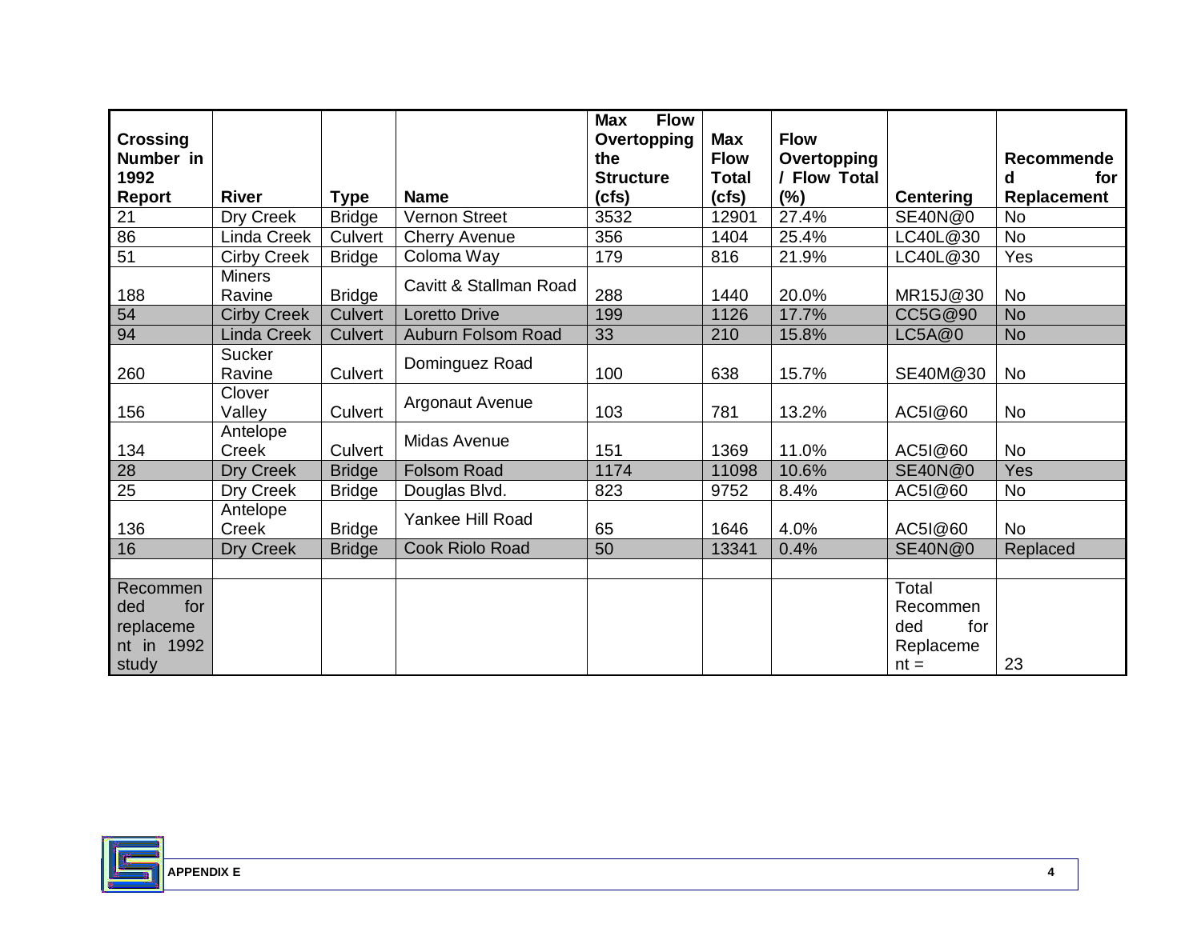| Crossing Number in 1992 Report | River | Type | Name | Max Flow Overtopping the Structure (cfs) | Max Flow Total (cfs) | Flow Overtopping / Flow Total (%) | Centering | Recommended for Replacement |
|---|---|---|---|---|---|---|---|---|
| 21 | Dry Creek | Bridge | Vernon Street | 3532 | 12901 | 27.4% | SE40N@0 | No |
| 86 | Linda Creek | Culvert | Cherry Avenue | 356 | 1404 | 25.4% | LC40L@30 | No |
| 51 | Cirby Creek | Bridge | Coloma Way | 179 | 816 | 21.9% | LC40L@30 | Yes |
| 188 | Miners Ravine | Bridge | Cavitt & Stallman Road | 288 | 1440 | 20.0% | MR15J@30 | No |
| 54 | Cirby Creek | Culvert | Loretto Drive | 199 | 1126 | 17.7% | CC5G@90 | No |
| 94 | Linda Creek | Culvert | Auburn Folsom Road | 33 | 210 | 15.8% | LC5A@0 | No |
| 260 | Sucker Ravine | Culvert | Dominguez Road | 100 | 638 | 15.7% | SE40M@30 | No |
| 156 | Clover Valley | Culvert | Argonaut Avenue | 103 | 781 | 13.2% | AC5I@60 | No |
| 134 | Antelope Creek | Culvert | Midas Avenue | 151 | 1369 | 11.0% | AC5I@60 | No |
| 28 | Dry Creek | Bridge | Folsom Road | 1174 | 11098 | 10.6% | SE40N@0 | Yes |
| 25 | Dry Creek | Bridge | Douglas Blvd. | 823 | 9752 | 8.4% | AC5I@60 | No |
| 136 | Antelope Creek | Bridge | Yankee Hill Road | 65 | 1646 | 4.0% | AC5I@60 | No |
| 16 | Dry Creek | Bridge | Cook Riolo Road | 50 | 13341 | 0.4% | SE40N@0 | Replaced |
| | | | | | | | | |
| Recommended for replacement in 1992 study | | | | | | | Total Recommended for Replacement = | 23 |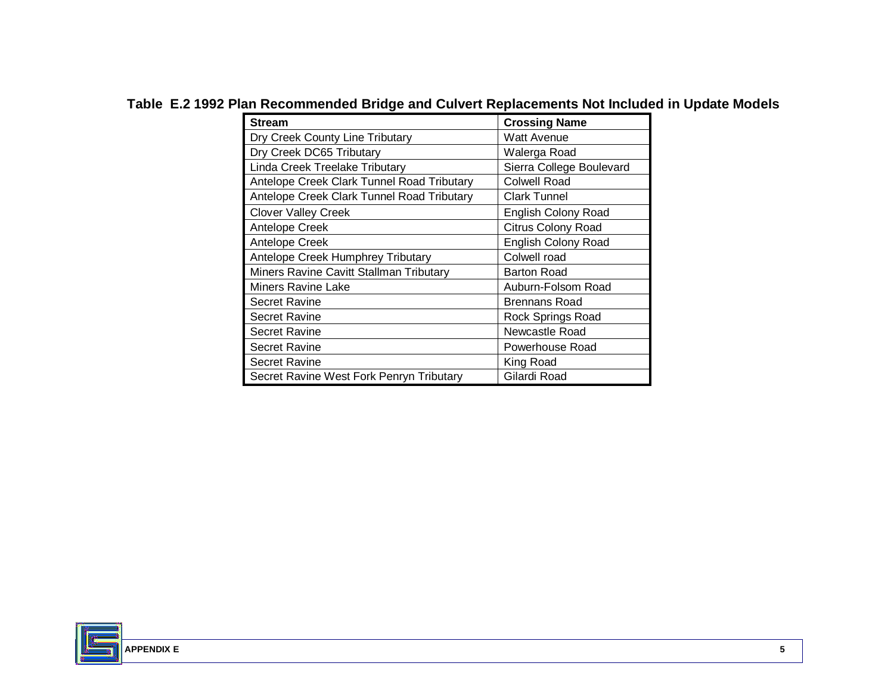**Table E.2 1992 Plan Recommended Bridge and Culvert Replacements Not Included in Update Models**

| Stream | Crossing Name |
|---|---|
| Dry Creek County Line Tributary | Watt Avenue |
| Dry Creek DC65 Tributary | Walerga Road |
| Linda Creek Treelake Tributary | Sierra College Boulevard |
| Antelope Creek Clark Tunnel Road Tributary | Colwell Road |
| Antelope Creek Clark Tunnel Road Tributary | Clark Tunnel |
| Clover Valley Creek | English Colony Road |
| Antelope Creek | Citrus Colony Road |
| Antelope Creek | English Colony Road |
| Antelope Creek Humphrey Tributary | Colwell road |
| Miners Ravine Cavitt Stallman Tributary | Barton Road |
| Miners Ravine Lake | Auburn-Folsom Road |
| Secret Ravine | Brennans Road |
| Secret Ravine | Rock Springs Road |
| Secret Ravine | Newcastle Road |
| Secret Ravine | Powerhouse Road |
| Secret Ravine | King Road |
| Secret Ravine West Fork Penryn Tributary | Gilardi Road |